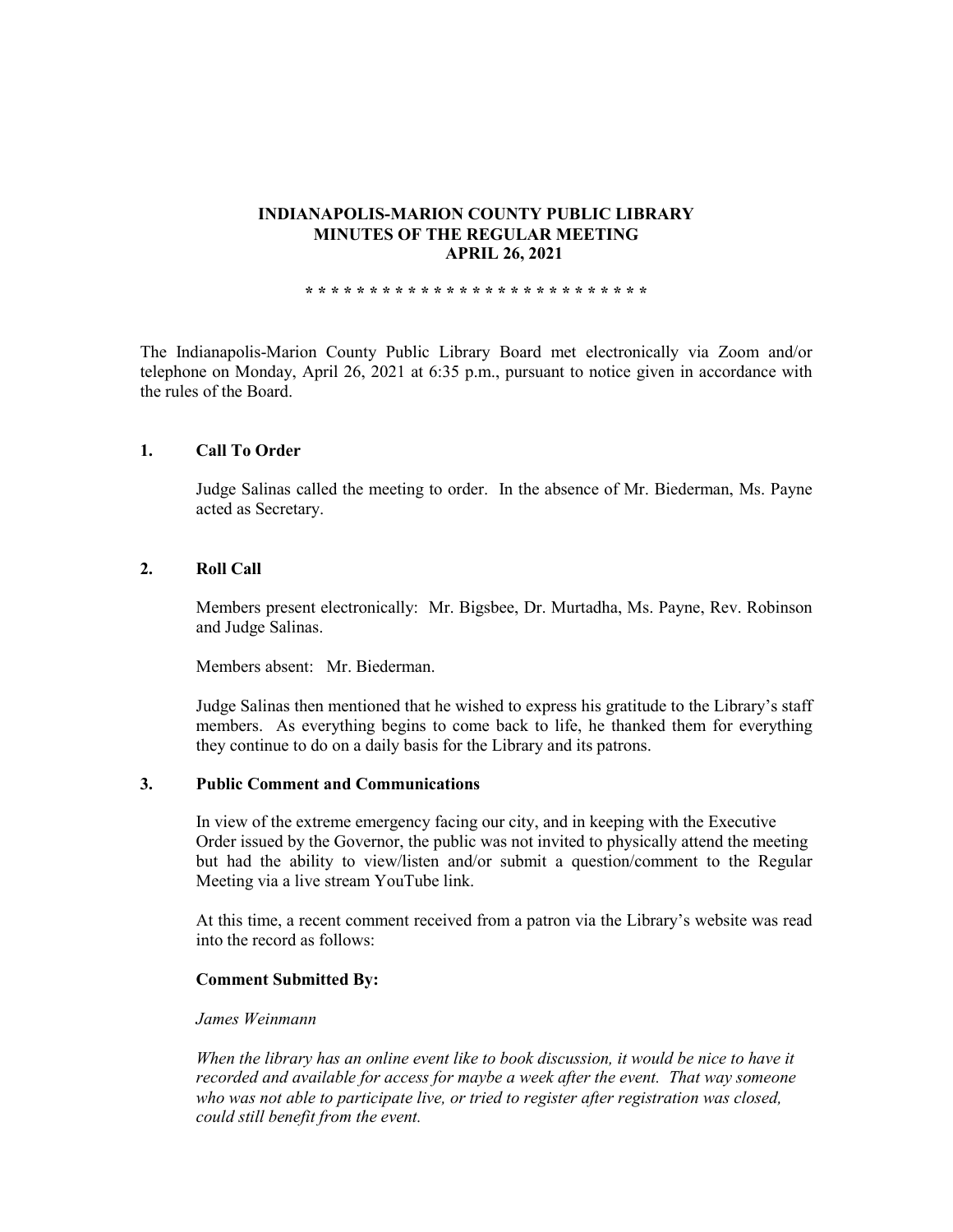**INDIANAPOLIS-MARION COUNTY PUBLIC LIBRARY**
**MINUTES OF THE REGULAR MEETING**
**APRIL 26, 2021**

* * * * * * * * * * * * * * * * * * * * * * * * * * *

The Indianapolis-Marion County Public Library Board met electronically via Zoom and/or telephone on Monday, April 26, 2021 at 6:35 p.m., pursuant to notice given in accordance with the rules of the Board.

## 1. Call To Order

Judge Salinas called the meeting to order. In the absence of Mr. Biederman, Ms. Payne acted as Secretary.

## 2. Roll Call

Members present electronically: Mr. Bigsbee, Dr. Murtadha, Ms. Payne, Rev. Robinson and Judge Salinas.

Members absent: Mr. Biederman.

Judge Salinas then mentioned that he wished to express his gratitude to the Library's staff members. As everything begins to come back to life, he thanked them for everything they continue to do on a daily basis for the Library and its patrons.

## 3. Public Comment and Communications

In view of the extreme emergency facing our city, and in keeping with the Executive Order issued by the Governor, the public was not invited to physically attend the meeting but had the ability to view/listen and/or submit a question/comment to the Regular Meeting via a live stream YouTube link.

At this time, a recent comment received from a patron via the Library's website was read into the record as follows:

**Comment Submitted By:**

*James Weinmann*

*When the library has an online event like to book discussion, it would be nice to have it recorded and available for access for maybe a week after the event. That way someone who was not able to participate live, or tried to register after registration was closed, could still benefit from the event.*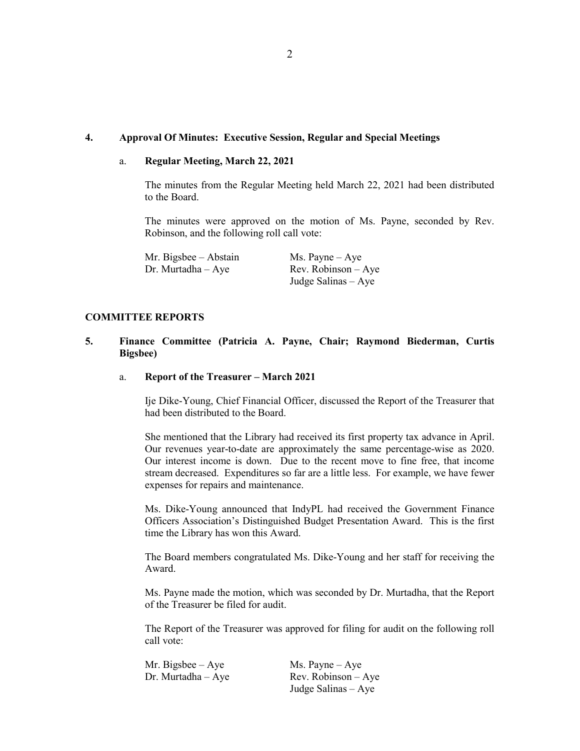## 4. Approval Of Minutes: Executive Session, Regular and Special Meetings

### a. Regular Meeting, March 22, 2021

The minutes from the Regular Meeting held March 22, 2021 had been distributed to the Board.

The minutes were approved on the motion of Ms. Payne, seconded by Rev. Robinson, and the following roll call vote:

| | |
|---|---|
| Mr. Bigsbee – Abstain | Ms. Payne – Aye |
| Dr. Murtadha – Aye | Rev. Robinson – Aye |
| | Judge Salinas – Aye |

## COMMITTEE REPORTS

## 5. Finance Committee (Patricia A. Payne, Chair; Raymond Biederman, Curtis Bigsbee)

### a. Report of the Treasurer – March 2021

Ije Dike-Young, Chief Financial Officer, discussed the Report of the Treasurer that had been distributed to the Board.

She mentioned that the Library had received its first property tax advance in April. Our revenues year-to-date are approximately the same percentage-wise as 2020. Our interest income is down. Due to the recent move to fine free, that income stream decreased. Expenditures so far are a little less. For example, we have fewer expenses for repairs and maintenance.

Ms. Dike-Young announced that IndyPL had received the Government Finance Officers Association's Distinguished Budget Presentation Award. This is the first time the Library has won this Award.

The Board members congratulated Ms. Dike-Young and her staff for receiving the Award.

Ms. Payne made the motion, which was seconded by Dr. Murtadha, that the Report of the Treasurer be filed for audit.

The Report of the Treasurer was approved for filing for audit on the following roll call vote:

| | |
|---|---|
| Mr. Bigsbee – Aye | Ms. Payne – Aye |
| Dr. Murtadha – Aye | Rev. Robinson – Aye |
| | Judge Salinas – Aye |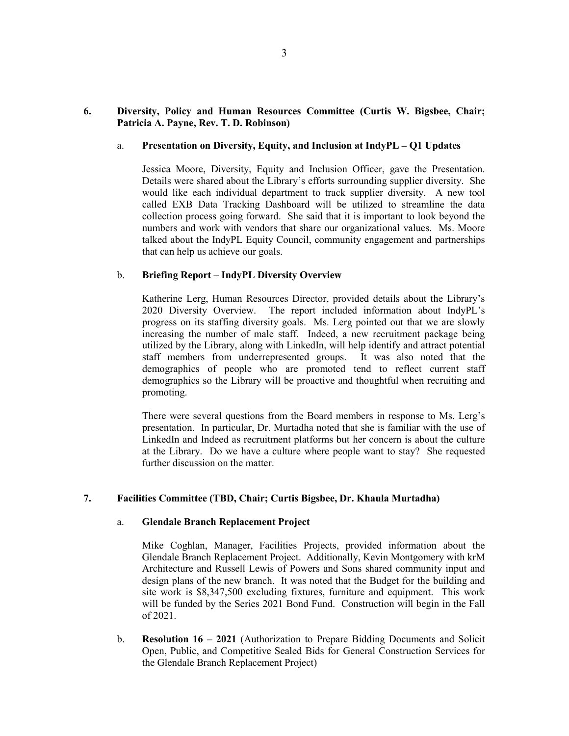**6. Diversity, Policy and Human Resources Committee (Curtis W. Bigsbee, Chair; Patricia A. Payne, Rev. T. D. Robinson)**

a. **Presentation on Diversity, Equity, and Inclusion at IndyPL – Q1 Updates**

Jessica Moore, Diversity, Equity and Inclusion Officer, gave the Presentation. Details were shared about the Library's efforts surrounding supplier diversity. She would like each individual department to track supplier diversity. A new tool called EXB Data Tracking Dashboard will be utilized to streamline the data collection process going forward. She said that it is important to look beyond the numbers and work with vendors that share our organizational values. Ms. Moore talked about the IndyPL Equity Council, community engagement and partnerships that can help us achieve our goals.

b. **Briefing Report – IndyPL Diversity Overview**

Katherine Lerg, Human Resources Director, provided details about the Library's 2020 Diversity Overview. The report included information about IndyPL's progress on its staffing diversity goals. Ms. Lerg pointed out that we are slowly increasing the number of male staff. Indeed, a new recruitment package being utilized by the Library, along with LinkedIn, will help identify and attract potential staff members from underrepresented groups. It was also noted that the demographics of people who are promoted tend to reflect current staff demographics so the Library will be proactive and thoughtful when recruiting and promoting.

There were several questions from the Board members in response to Ms. Lerg's presentation. In particular, Dr. Murtadha noted that she is familiar with the use of LinkedIn and Indeed as recruitment platforms but her concern is about the culture at the Library. Do we have a culture where people want to stay? She requested further discussion on the matter.

**7. Facilities Committee (TBD, Chair; Curtis Bigsbee, Dr. Khaula Murtadha)**

a. **Glendale Branch Replacement Project**

Mike Coghlan, Manager, Facilities Projects, provided information about the Glendale Branch Replacement Project. Additionally, Kevin Montgomery with krM Architecture and Russell Lewis of Powers and Sons shared community input and design plans of the new branch. It was noted that the Budget for the building and site work is $8,347,500 excluding fixtures, furniture and equipment. This work will be funded by the Series 2021 Bond Fund. Construction will begin in the Fall of 2021.

b. **Resolution 16 – 2021** (Authorization to Prepare Bidding Documents and Solicit Open, Public, and Competitive Sealed Bids for General Construction Services for the Glendale Branch Replacement Project)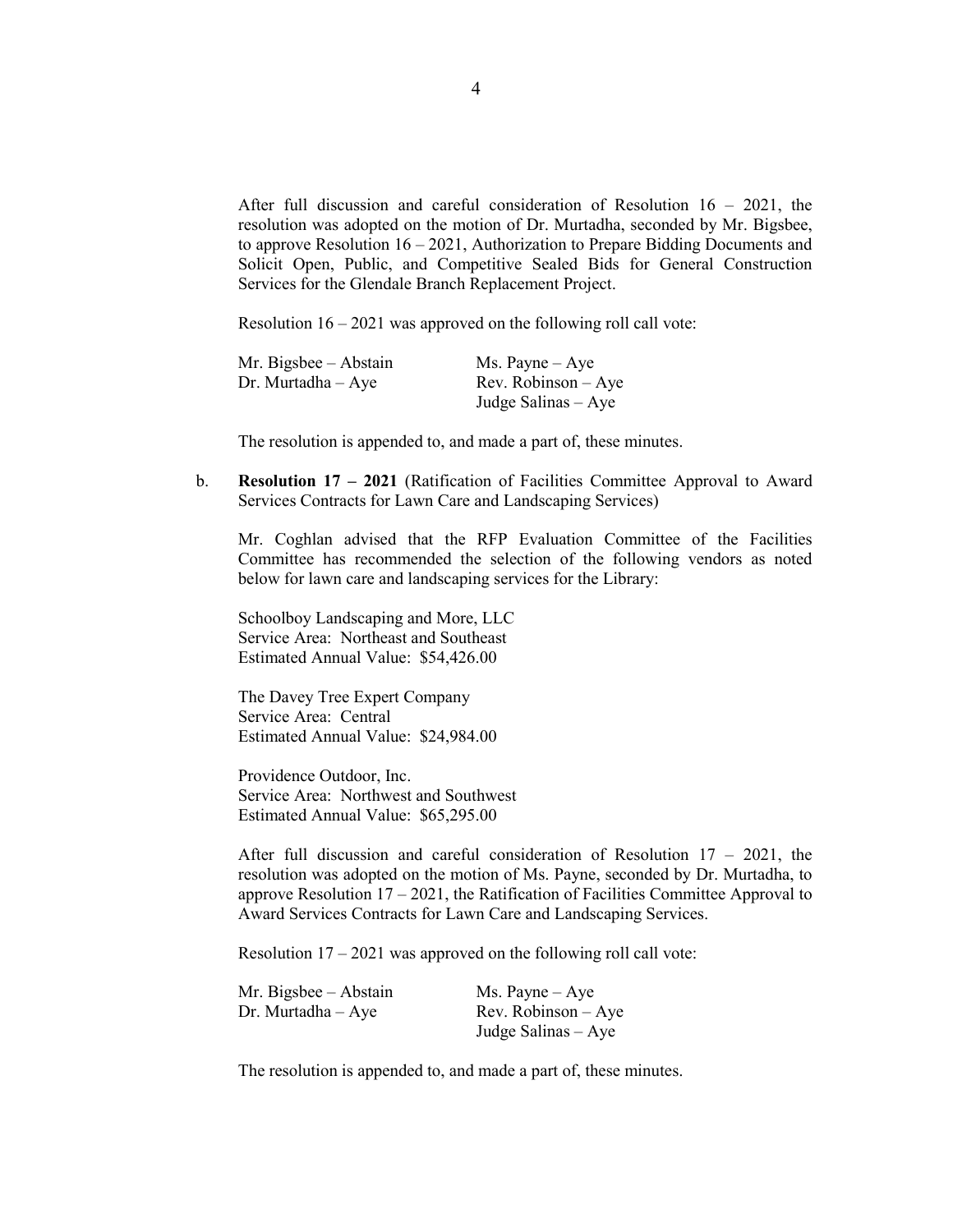After full discussion and careful consideration of Resolution 16 – 2021, the resolution was adopted on the motion of Dr. Murtadha, seconded by Mr. Bigsbee, to approve Resolution 16 – 2021, Authorization to Prepare Bidding Documents and Solicit Open, Public, and Competitive Sealed Bids for General Construction Services for the Glendale Branch Replacement Project.

Resolution 16 – 2021 was approved on the following roll call vote:

| | |
|---|---|
| Mr. Bigsbee – Abstain | Ms. Payne – Aye |
| Dr. Murtadha – Aye | Rev. Robinson – Aye |
| | Judge Salinas – Aye |

The resolution is appended to, and made a part of, these minutes.

b. **Resolution 17 – 2021** (Ratification of Facilities Committee Approval to Award Services Contracts for Lawn Care and Landscaping Services)

Mr. Coghlan advised that the RFP Evaluation Committee of the Facilities Committee has recommended the selection of the following vendors as noted below for lawn care and landscaping services for the Library:

Schoolboy Landscaping and More, LLC
Service Area: Northeast and Southeast
Estimated Annual Value: $54,426.00

The Davey Tree Expert Company
Service Area: Central
Estimated Annual Value: $24,984.00

Providence Outdoor, Inc.
Service Area: Northwest and Southwest
Estimated Annual Value: $65,295.00

After full discussion and careful consideration of Resolution 17 – 2021, the resolution was adopted on the motion of Ms. Payne, seconded by Dr. Murtadha, to approve Resolution 17 – 2021, the Ratification of Facilities Committee Approval to Award Services Contracts for Lawn Care and Landscaping Services.

Resolution 17 – 2021 was approved on the following roll call vote:

| | |
|---|---|
| Mr. Bigsbee – Abstain | Ms. Payne – Aye |
| Dr. Murtadha – Aye | Rev. Robinson – Aye |
| | Judge Salinas – Aye |

The resolution is appended to, and made a part of, these minutes.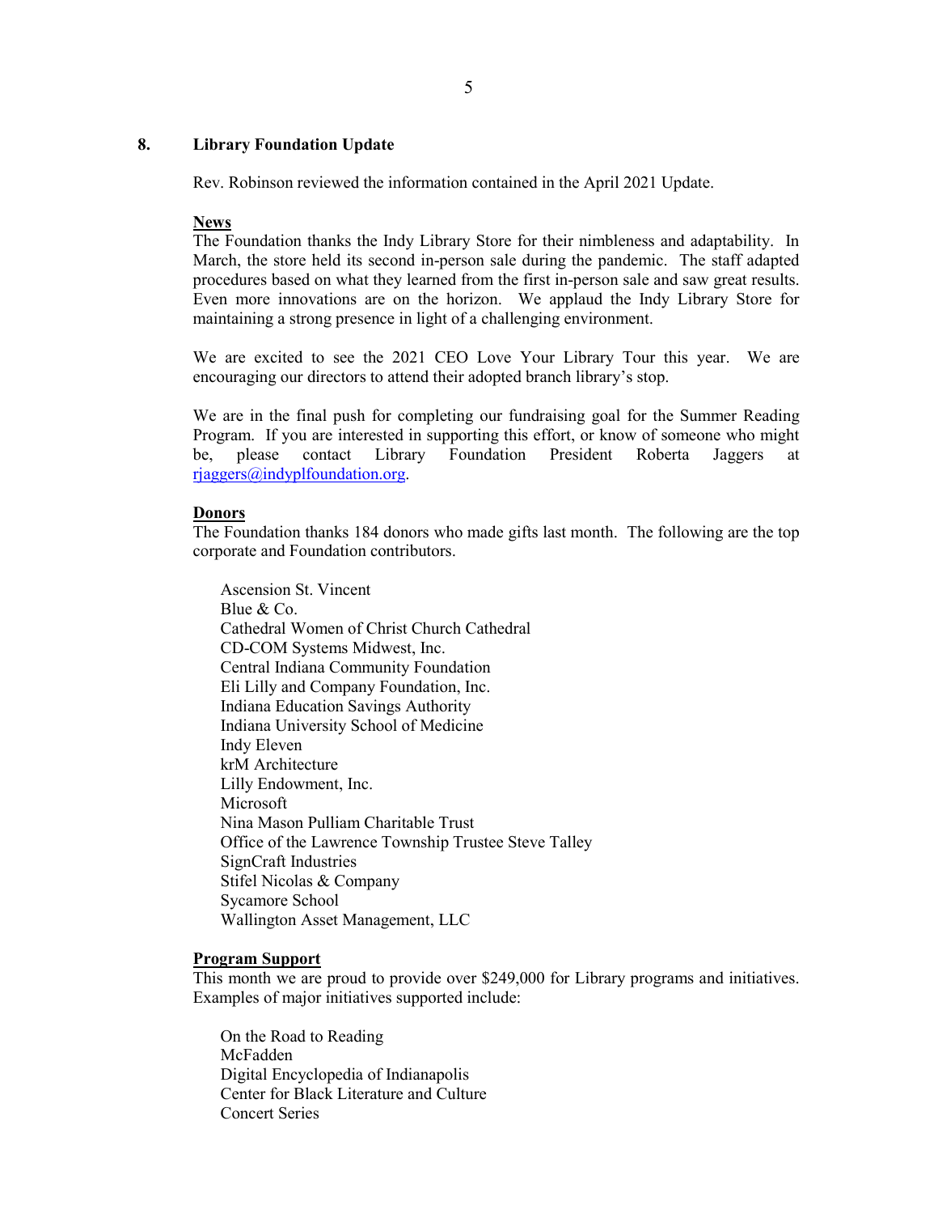## 8. Library Foundation Update

Rev. Robinson reviewed the information contained in the April 2021 Update.

**News**

The Foundation thanks the Indy Library Store for their nimbleness and adaptability. In March, the store held its second in-person sale during the pandemic. The staff adapted procedures based on what they learned from the first in-person sale and saw great results. Even more innovations are on the horizon. We applaud the Indy Library Store for maintaining a strong presence in light of a challenging environment.

We are excited to see the 2021 CEO Love Your Library Tour this year. We are encouraging our directors to attend their adopted branch library's stop.

We are in the final push for completing our fundraising goal for the Summer Reading Program. If you are interested in supporting this effort, or know of someone who might be, please contact Library Foundation President Roberta Jaggers at rjaggers@indyplfoundation.org.

**Donors**

The Foundation thanks 184 donors who made gifts last month. The following are the top corporate and Foundation contributors.

Ascension St. Vincent
Blue & Co.
Cathedral Women of Christ Church Cathedral
CD-COM Systems Midwest, Inc.
Central Indiana Community Foundation
Eli Lilly and Company Foundation, Inc.
Indiana Education Savings Authority
Indiana University School of Medicine
Indy Eleven
krM Architecture
Lilly Endowment, Inc.
Microsoft
Nina Mason Pulliam Charitable Trust
Office of the Lawrence Township Trustee Steve Talley
SignCraft Industries
Stifel Nicolas & Company
Sycamore School
Wallington Asset Management, LLC

**Program Support**

This month we are proud to provide over $249,000 for Library programs and initiatives. Examples of major initiatives supported include:

On the Road to Reading
McFadden
Digital Encyclopedia of Indianapolis
Center for Black Literature and Culture
Concert Series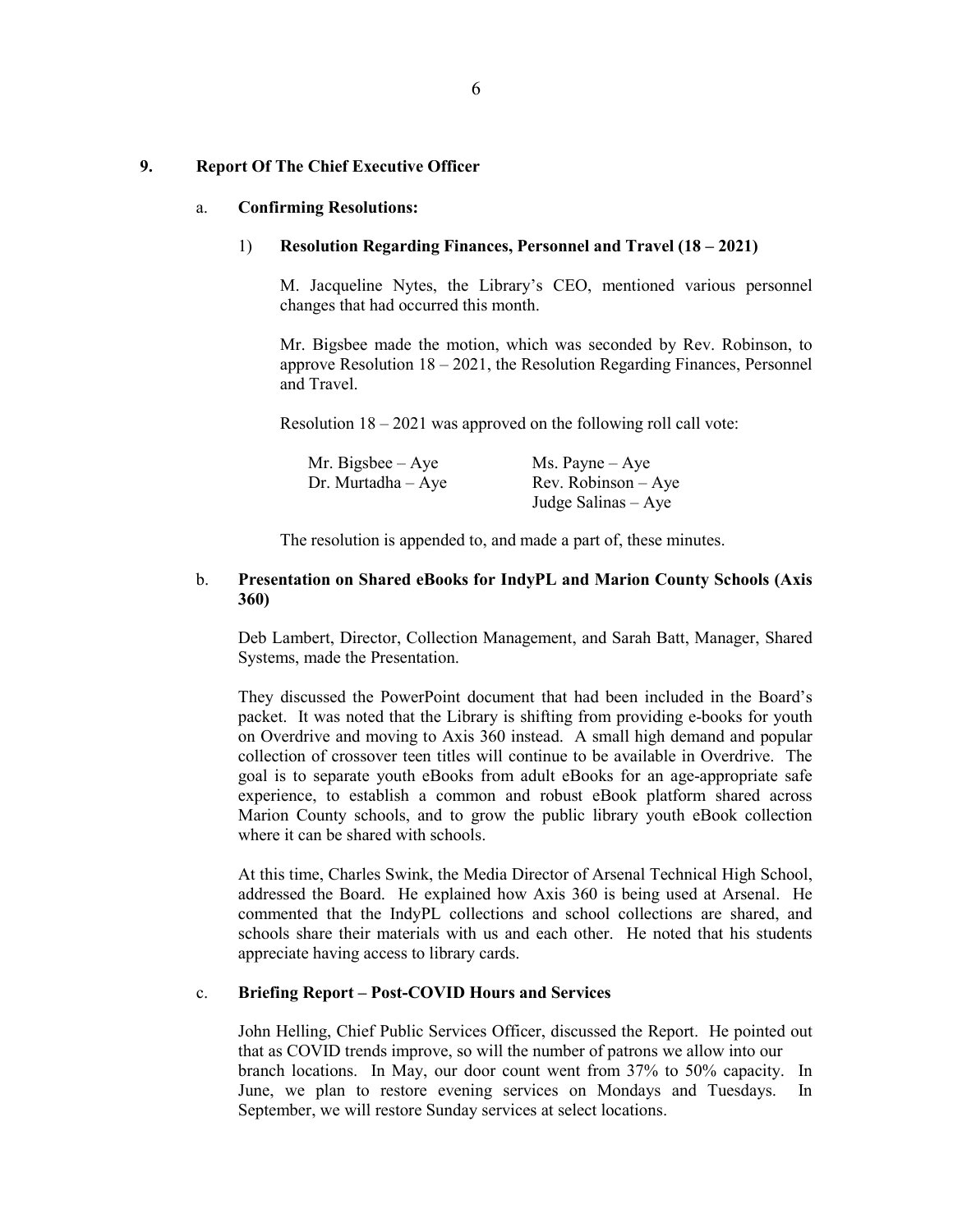## 9. Report Of The Chief Executive Officer

### a. Confirming Resolutions:

#### 1) Resolution Regarding Finances, Personnel and Travel (18 – 2021)

M. Jacqueline Nytes, the Library's CEO, mentioned various personnel changes that had occurred this month.

Mr. Bigsbee made the motion, which was seconded by Rev. Robinson, to approve Resolution 18 – 2021, the Resolution Regarding Finances, Personnel and Travel.

Resolution 18 – 2021 was approved on the following roll call vote:

| | |
|---|---|
| Mr. Bigsbee – Aye | Ms. Payne – Aye |
| Dr. Murtadha – Aye | Rev. Robinson – Aye |
| | Judge Salinas – Aye |

The resolution is appended to, and made a part of, these minutes.

### b. Presentation on Shared eBooks for IndyPL and Marion County Schools (Axis 360)

Deb Lambert, Director, Collection Management, and Sarah Batt, Manager, Shared Systems, made the Presentation.

They discussed the PowerPoint document that had been included in the Board's packet. It was noted that the Library is shifting from providing e-books for youth on Overdrive and moving to Axis 360 instead. A small high demand and popular collection of crossover teen titles will continue to be available in Overdrive. The goal is to separate youth eBooks from adult eBooks for an age-appropriate safe experience, to establish a common and robust eBook platform shared across Marion County schools, and to grow the public library youth eBook collection where it can be shared with schools.

At this time, Charles Swink, the Media Director of Arsenal Technical High School, addressed the Board. He explained how Axis 360 is being used at Arsenal. He commented that the IndyPL collections and school collections are shared, and schools share their materials with us and each other. He noted that his students appreciate having access to library cards.

### c. Briefing Report – Post-COVID Hours and Services

John Helling, Chief Public Services Officer, discussed the Report. He pointed out that as COVID trends improve, so will the number of patrons we allow into our branch locations. In May, our door count went from 37% to 50% capacity. In June, we plan to restore evening services on Mondays and Tuesdays. In September, we will restore Sunday services at select locations.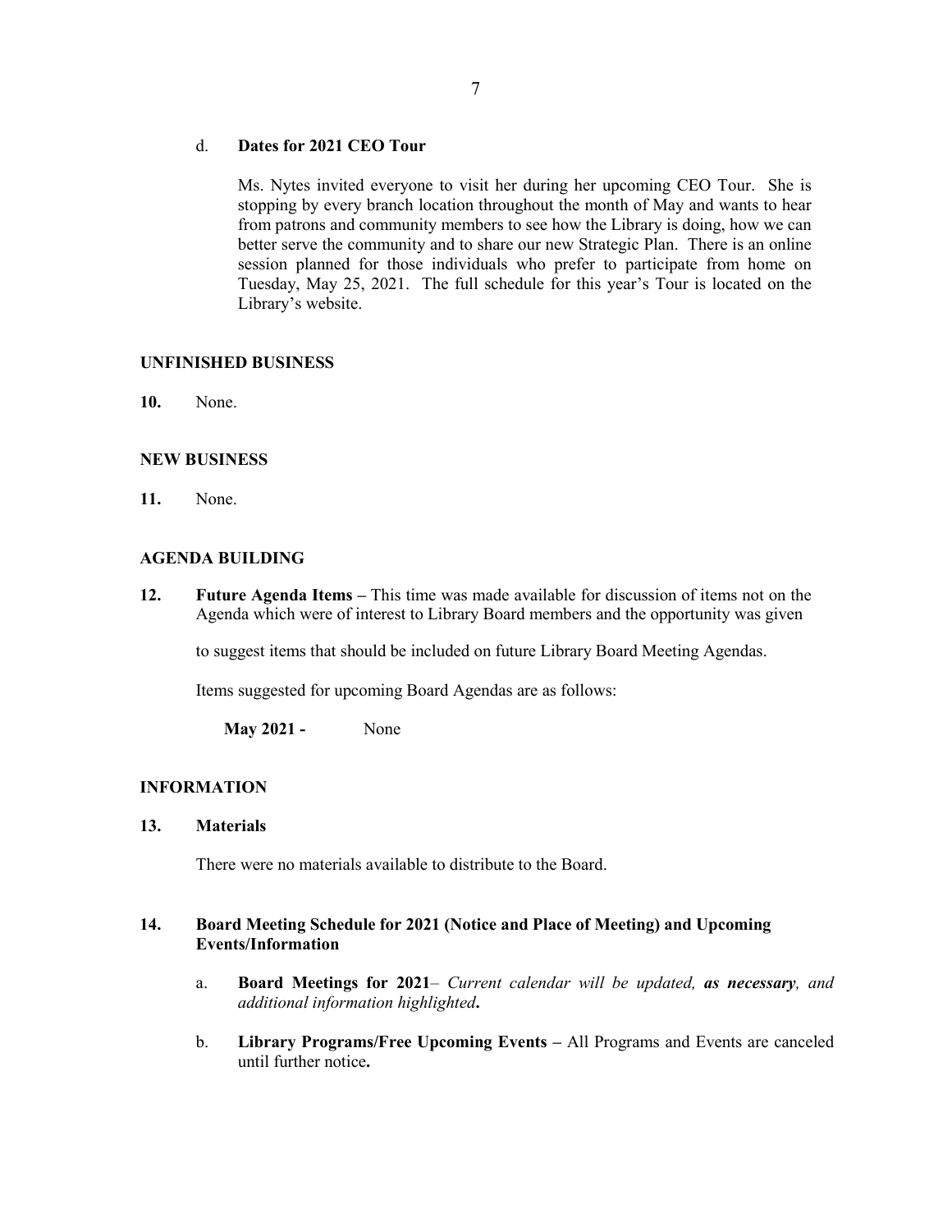d. **Dates for 2021 CEO Tour**

Ms. Nytes invited everyone to visit her during her upcoming CEO Tour. She is stopping by every branch location throughout the month of May and wants to hear from patrons and community members to see how the Library is doing, how we can better serve the community and to share our new Strategic Plan. There is an online session planned for those individuals who prefer to participate from home on Tuesday, May 25, 2021. The full schedule for this year's Tour is located on the Library's website.

**UNFINISHED BUSINESS**

**10.** None.

**NEW BUSINESS**

**11.** None.

**AGENDA BUILDING**

**12.** **Future Agenda Items –** This time was made available for discussion of items not on the Agenda which were of interest to Library Board members and the opportunity was given to suggest items that should be included on future Library Board Meeting Agendas.

Items suggested for upcoming Board Agendas are as follows:

**May 2021 -** None

**INFORMATION**

**13.** **Materials**

There were no materials available to distribute to the Board.

**14.** **Board Meeting Schedule for 2021 (Notice and Place of Meeting) and Upcoming Events/Information**

a. **Board Meetings for 2021**– *Current calendar will be updated, **as necessary**, and additional information highlighted***.**

b. **Library Programs/Free Upcoming Events –** All Programs and Events are canceled until further notice**.**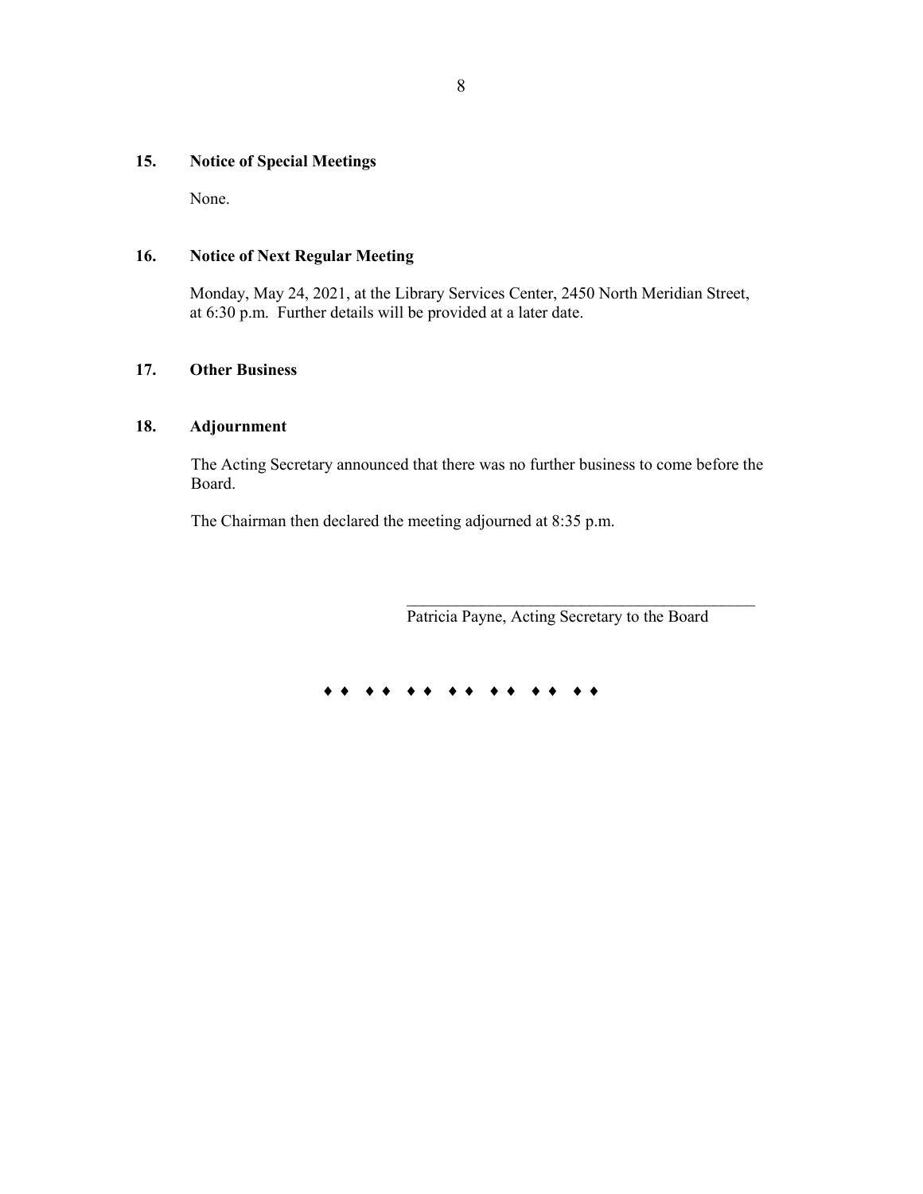## 15. Notice of Special Meetings

None.

## 16. Notice of Next Regular Meeting

Monday, May 24, 2021, at the Library Services Center, 2450 North Meridian Street, at 6:30 p.m. Further details will be provided at a later date.

## 17. Other Business

## 18. Adjournment

The Acting Secretary announced that there was no further business to come before the Board.

The Chairman then declared the meeting adjourned at 8:35 p.m.

\_\_\_\_\_\_\_\_\_\_\_\_\_\_\_\_\_\_\_\_\_\_\_\_\_\_\_\_\_\_\_\_\_\_\_\_\_\_\_\_\_\_\_

Patricia Payne, Acting Secretary to the Board

♦♦ ♦♦ ♦♦ ♦♦ ♦♦ ♦♦ ♦♦